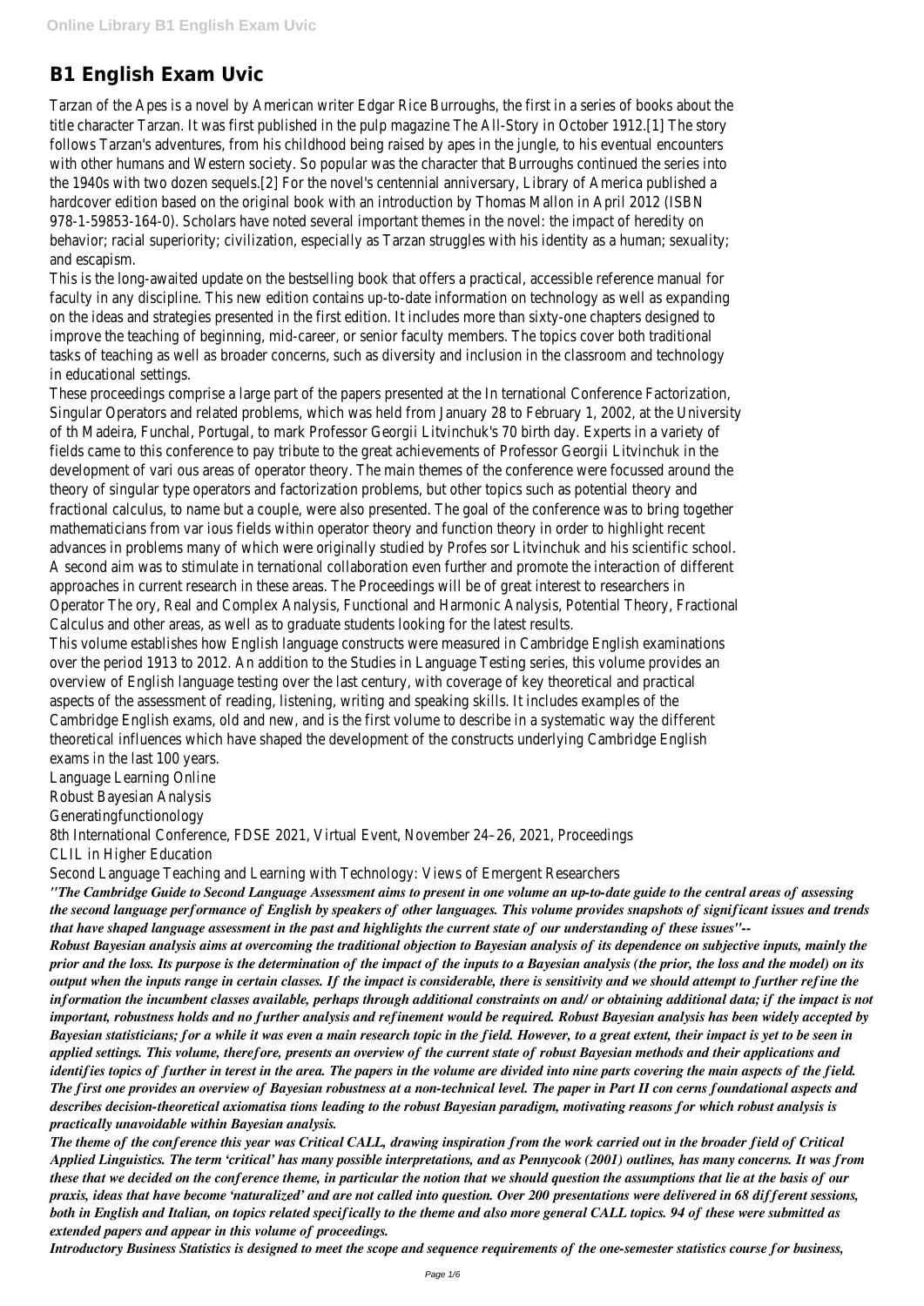# B1 English Exam Uvic

Tarzan of the Apes is a novel by American writer Edgar Rice Burroughs, the first in a series of books about the title character Tarzan. It was first published in the pulp magazine The All-Story in October 1912.[1] The story follows Tarzan's adventures, from his childhood being raised by apes in the jungle, to his eventual encounters with other humans and Western society. So popular was the character that Burroughs continued the series into the 1940s with two dozen sequels.[2] For the novel's centennial anniversary, Library of America published a hardcover edition based on the original book with an introduction by Thomas Mallon in April 2012 (ISBN 978-1-59853-164-0). Scholars have noted several important themes in the novel: the impact of heredity on behavior; racial superiority; civilization, especially as Tarzan struggles with his identity as a human; sexuality; and escapism.

This is the long-awaited update on the bestselling book that offers a practical, accessible reference manual for faculty in any discipline. This new edition contains up-to-date information on technology as well as expanding on the ideas and strategies presented in the first edition. It includes more than sixty-one chapters designed to improve the teaching of beginning, mid-career, or senior faculty members. The topics cover both traditional tasks of teaching as well as broader concerns, such as diversity and inclusion in the classroom and technology in educational settings.

These proceedings comprise a large part of the papers presented at the In ternational Conference Factorization, Singular Operators and related problems, which was held from January 28 to February 1, 2002, at the University of th Madeira, Funchal, Portugal, to mark Professor Georgii Litvinchuk's 70 birth day. Experts in a variety of fields came to this conference to pay tribute to the great achievements of Professor Georgii Litvinchuk in the development of vari ous areas of operator theory. The main themes of the conference were focussed around the theory of singular type operators and factorization problems, but other topics such as potential theory and fractional calculus, to name but a couple, were also presented. The goal of the conference was to bring together mathematicians from var ious fields within operator theory and function theory in order to highlight recent advances in problems many of which were originally studied by Profes sor Litvinchuk and his scientific school. A second aim was to stimulate in ternational collaboration even further and promote the interaction of different approaches in current research in these areas. The Proceedings will be of great interest to researchers in Operator The ory, Real and Complex Analysis, Functional and Harmonic Analysis, Potential Theory, Fractional Calculus and other areas, as well as to graduate students looking for the latest results.

This volume establishes how English language constructs were measured in Cambridge English examinations over the period 1913 to 2012. An addition to the Studies in Language Testing series, this volume provides an overview of English language testing over the last century, with coverage of key theoretical and practical aspects of the assessment of reading, listening, writing and speaking skills. It includes examples of the Cambridge English exams, old and new, and is the first volume to describe in a systematic way the different theoretical influences which have shaped the development of the constructs underlying Cambridge English exams in the last 100 years.

Language Learning Online
Robust Bayesian Analysis
Generatingfunctionology
8th International Conference, FDSE 2021, Virtual Event, November 24–26, 2021, Proceedings
CLIL in Higher Education
Second Language Teaching and Learning with Technology: Views of Emergent Researchers

***"The Cambridge Guide to Second Language Assessment aims to present in one volume an up-to-date guide to the central areas of assessing the second language performance of English by speakers of other languages. This volume provides snapshots of significant issues and trends that have shaped language assessment in the past and highlights the current state of our understanding of these issues"--***

***Robust Bayesian analysis aims at overcoming the traditional objection to Bayesian analysis of its dependence on subjective inputs, mainly the prior and the loss. Its purpose is the determination of the impact of the inputs to a Bayesian analysis (the prior, the loss and the model) on its output when the inputs range in certain classes. If the impact is considerable, there is sensitivity and we should attempt to further refine the information the incumbent classes available, perhaps through additional constraints on and/ or obtaining additional data; if the impact is not important, robustness holds and no further analysis and refinement would be required. Robust Bayesian analysis has been widely accepted by Bayesian statisticians; for a while it was even a main research topic in the field. However, to a great extent, their impact is yet to be seen in applied settings. This volume, therefore, presents an overview of the current state of robust Bayesian methods and their applications and identifies topics of further in terest in the area. The papers in the volume are divided into nine parts covering the main aspects of the field. The first one provides an overview of Bayesian robustness at a non-technical level. The paper in Part II con cerns foundational aspects and describes decision-theoretical axiomatisa tions leading to the robust Bayesian paradigm, motivating reasons for which robust analysis is practically unavoidable within Bayesian analysis.***

***The theme of the conference this year was Critical CALL, drawing inspiration from the work carried out in the broader field of Critical Applied Linguistics. The term 'critical' has many possible interpretations, and as Pennycook (2001) outlines, has many concerns. It was from these that we decided on the conference theme, in particular the notion that we should question the assumptions that lie at the basis of our praxis, ideas that have become 'naturalized' and are not called into question. Over 200 presentations were delivered in 68 different sessions, both in English and Italian, on topics related specifically to the theme and also more general CALL topics. 94 of these were submitted as extended papers and appear in this volume of proceedings.***

***Introductory Business Statistics is designed to meet the scope and sequence requirements of the one-semester statistics course for business,***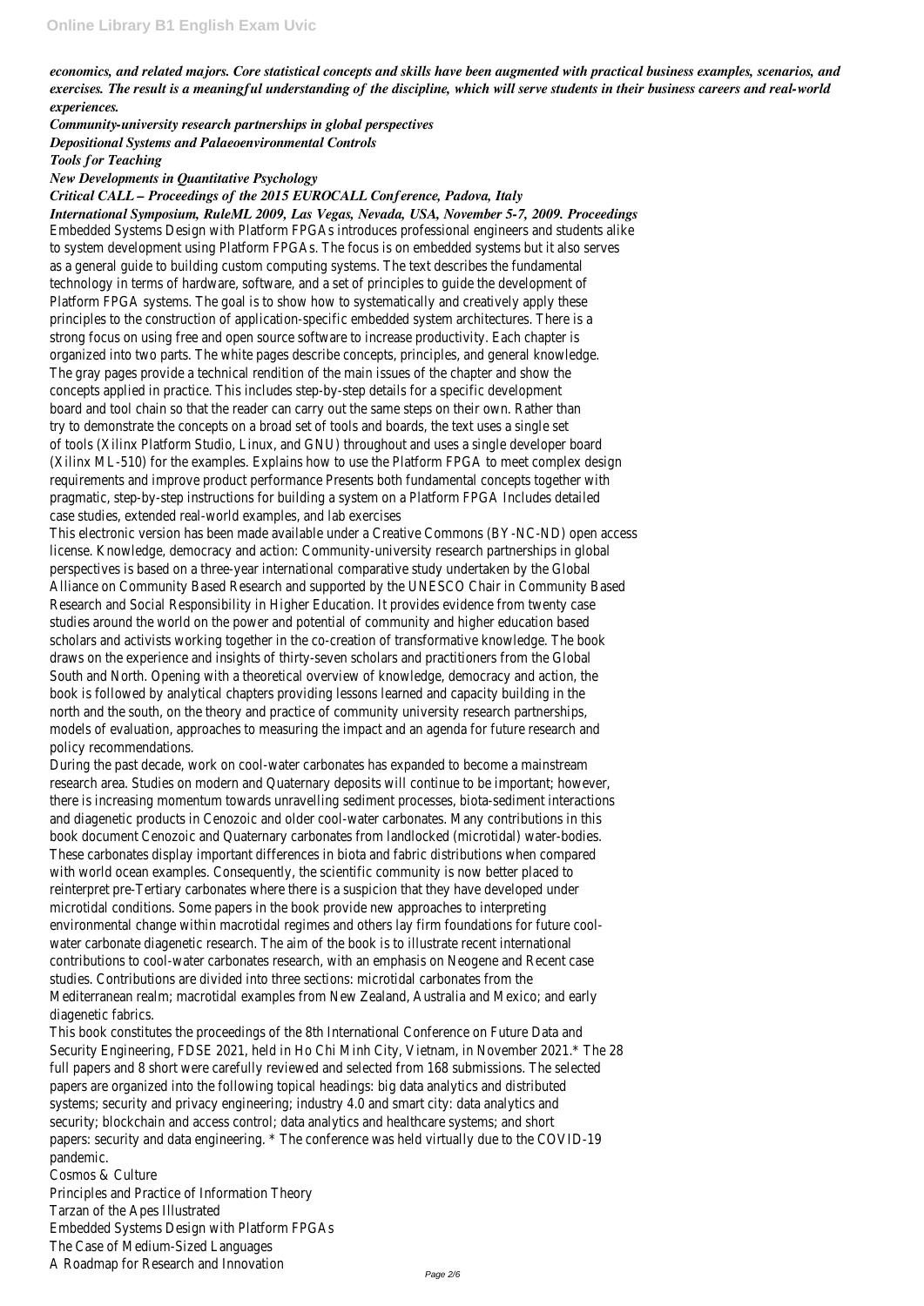*economics, and related majors. Core statistical concepts and skills have been augmented with practical business examples, scenarios, and exercises. The result is a meaningful understanding of the discipline, which will serve students in their business careers and real-world experiences.*

***Community-university research partnerships in global perspectives***

***Depositional Systems and Palaeoenvironmental Controls***

***Tools for Teaching***

***New Developments in Quantitative Psychology***

***Critical CALL – Proceedings of the 2015 EUROCALL Conference, Padova, Italy***

***International Symposium, RuleML 2009, Las Vegas, Nevada, USA, November 5-7, 2009. Proceedings***

Embedded Systems Design with Platform FPGAs introduces professional engineers and students alike to system development using Platform FPGAs. The focus is on embedded systems but it also serves as a general guide to building custom computing systems. The text describes the fundamental technology in terms of hardware, software, and a set of principles to guide the development of Platform FPGA systems. The goal is to show how to systematically and creatively apply these principles to the construction of application-specific embedded system architectures. There is a strong focus on using free and open source software to increase productivity. Each chapter is organized into two parts. The white pages describe concepts, principles, and general knowledge. The gray pages provide a technical rendition of the main issues of the chapter and show the concepts applied in practice. This includes step-by-step details for a specific development board and tool chain so that the reader can carry out the same steps on their own. Rather than try to demonstrate the concepts on a broad set of tools and boards, the text uses a single set of tools (Xilinx Platform Studio, Linux, and GNU) throughout and uses a single developer board (Xilinx ML-510) for the examples. Explains how to use the Platform FPGA to meet complex design requirements and improve product performance Presents both fundamental concepts together with pragmatic, step-by-step instructions for building a system on a Platform FPGA Includes detailed case studies, extended real-world examples, and lab exercises

This electronic version has been made available under a Creative Commons (BY-NC-ND) open access license. Knowledge, democracy and action: Community-university research partnerships in global perspectives is based on a three-year international comparative study undertaken by the Global Alliance on Community Based Research and supported by the UNESCO Chair in Community Based Research and Social Responsibility in Higher Education. It provides evidence from twenty case studies around the world on the power and potential of community and higher education based scholars and activists working together in the co-creation of transformative knowledge. The book draws on the experience and insights of thirty-seven scholars and practitioners from the Global South and North. Opening with a theoretical overview of knowledge, democracy and action, the book is followed by analytical chapters providing lessons learned and capacity building in the north and the south, on the theory and practice of community university research partnerships, models of evaluation, approaches to measuring the impact and an agenda for future research and policy recommendations.

During the past decade, work on cool-water carbonates has expanded to become a mainstream research area. Studies on modern and Quaternary deposits will continue to be important; however, there is increasing momentum towards unravelling sediment processes, biota-sediment interactions and diagenetic products in Cenozoic and older cool-water carbonates. Many contributions in this book document Cenozoic and Quaternary carbonates from landlocked (microtidal) water-bodies. These carbonates display important differences in biota and fabric distributions when compared with world ocean examples. Consequently, the scientific community is now better placed to reinterpret pre-Tertiary carbonates where there is a suspicion that they have developed under microtidal conditions. Some papers in the book provide new approaches to interpreting environmental change within macrotidal regimes and others lay firm foundations for future cool-water carbonate diagenetic research. The aim of the book is to illustrate recent international contributions to cool-water carbonates research, with an emphasis on Neogene and Recent case studies. Contributions are divided into three sections: microtidal carbonates from the Mediterranean realm; macrotidal examples from New Zealand, Australia and Mexico; and early diagenetic fabrics.

This book constitutes the proceedings of the 8th International Conference on Future Data and Security Engineering, FDSE 2021, held in Ho Chi Minh City, Vietnam, in November 2021.* The 28 full papers and 8 short were carefully reviewed and selected from 168 submissions. The selected papers are organized into the following topical headings: big data analytics and distributed systems; security and privacy engineering; industry 4.0 and smart city: data analytics and security; blockchain and access control; data analytics and healthcare systems; and short papers: security and data engineering. * The conference was held virtually due to the COVID-19 pandemic.

Cosmos & Culture

Principles and Practice of Information Theory

Tarzan of the Apes Illustrated

Embedded Systems Design with Platform FPGAs

The Case of Medium-Sized Languages

A Roadmap for Research and Innovation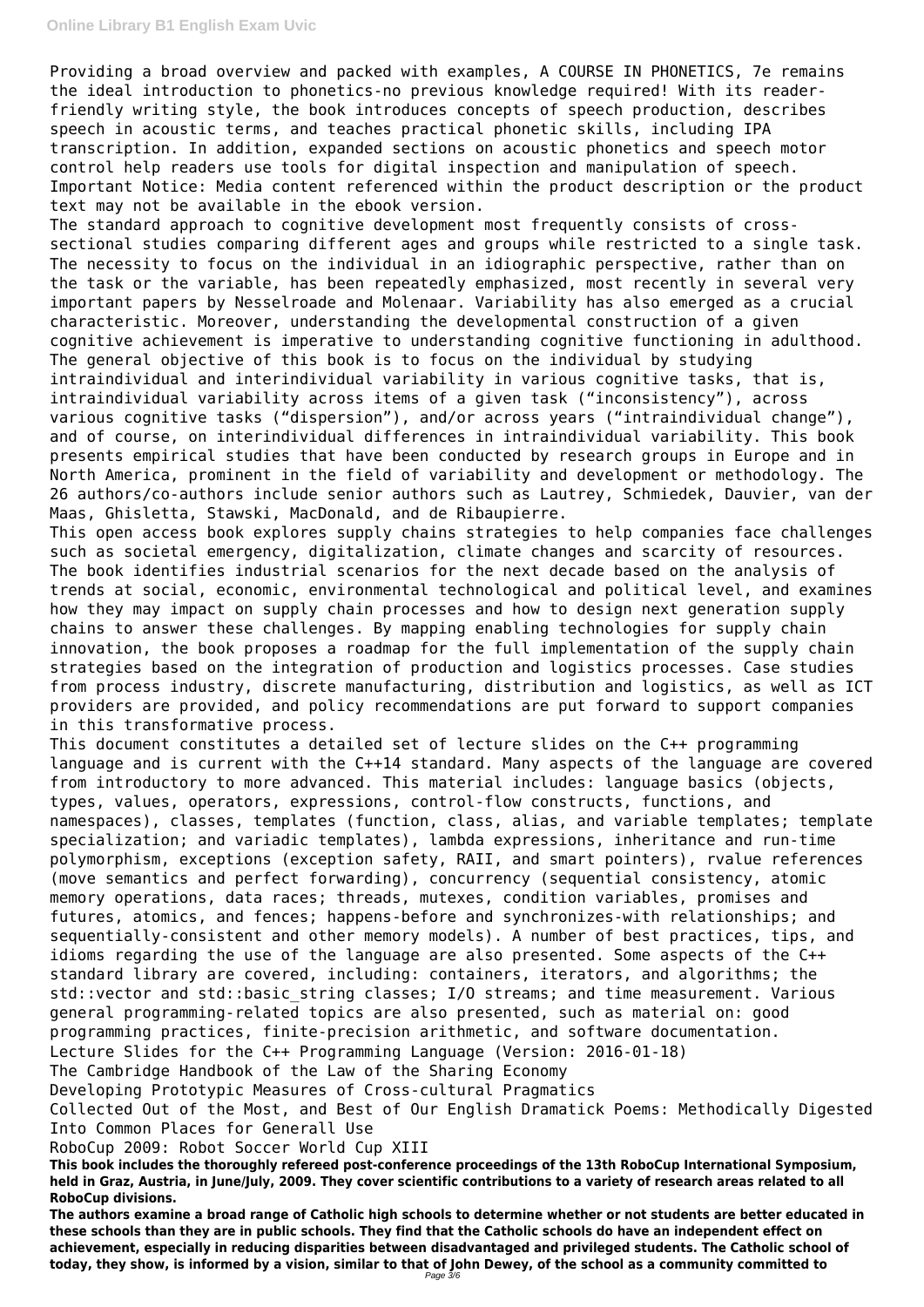Providing a broad overview and packed with examples, A COURSE IN PHONETICS, 7e remains the ideal introduction to phonetics-no previous knowledge required! With its reader-friendly writing style, the book introduces concepts of speech production, describes speech in acoustic terms, and teaches practical phonetic skills, including IPA transcription. In addition, expanded sections on acoustic phonetics and speech motor control help readers use tools for digital inspection and manipulation of speech. Important Notice: Media content referenced within the product description or the product text may not be available in the ebook version.

The standard approach to cognitive development most frequently consists of cross-sectional studies comparing different ages and groups while restricted to a single task. The necessity to focus on the individual in an idiographic perspective, rather than on the task or the variable, has been repeatedly emphasized, most recently in several very important papers by Nesselroade and Molenaar. Variability has also emerged as a crucial characteristic. Moreover, understanding the developmental construction of a given cognitive achievement is imperative to understanding cognitive functioning in adulthood. The general objective of this book is to focus on the individual by studying intraindividual and interindividual variability in various cognitive tasks, that is, intraindividual variability across items of a given task ("inconsistency"), across various cognitive tasks ("dispersion"), and/or across years ("intraindividual change"), and of course, on interindividual differences in intraindividual variability. This book presents empirical studies that have been conducted by research groups in Europe and in North America, prominent in the field of variability and development or methodology. The 26 authors/co-authors include senior authors such as Lautrey, Schmiedek, Dauvier, van der Maas, Ghisletta, Stawski, MacDonald, and de Ribaupierre.

This open access book explores supply chains strategies to help companies face challenges such as societal emergency, digitalization, climate changes and scarcity of resources. The book identifies industrial scenarios for the next decade based on the analysis of trends at social, economic, environmental technological and political level, and examines how they may impact on supply chain processes and how to design next generation supply chains to answer these challenges. By mapping enabling technologies for supply chain innovation, the book proposes a roadmap for the full implementation of the supply chain strategies based on the integration of production and logistics processes. Case studies from process industry, discrete manufacturing, distribution and logistics, as well as ICT providers are provided, and policy recommendations are put forward to support companies in this transformative process.

This document constitutes a detailed set of lecture slides on the C++ programming language and is current with the C++14 standard. Many aspects of the language are covered from introductory to more advanced. This material includes: language basics (objects, types, values, operators, expressions, control-flow constructs, functions, and namespaces), classes, templates (function, class, alias, and variable templates; template specialization; and variadic templates), lambda expressions, inheritance and run-time polymorphism, exceptions (exception safety, RAII, and smart pointers), rvalue references (move semantics and perfect forwarding), concurrency (sequential consistency, atomic memory operations, data races; threads, mutexes, condition variables, promises and futures, atomics, and fences; happens-before and synchronizes-with relationships; and sequentially-consistent and other memory models). A number of best practices, tips, and idioms regarding the use of the language are also presented. Some aspects of the C++ standard library are covered, including: containers, iterators, and algorithms; the std::vector and std::basic_string classes; I/O streams; and time measurement. Various general programming-related topics are also presented, such as material on: good programming practices, finite-precision arithmetic, and software documentation.

Lecture Slides for the C++ Programming Language (Version: 2016-01-18)

The Cambridge Handbook of the Law of the Sharing Economy

Developing Prototypic Measures of Cross-cultural Pragmatics

Collected Out of the Most, and Best of Our English Dramatick Poems: Methodically Digested Into Common Places for Generall Use

RoboCup 2009: Robot Soccer World Cup XIII

**This book includes the thoroughly refereed post-conference proceedings of the 13th RoboCup International Symposium, held in Graz, Austria, in June/July, 2009. They cover scientific contributions to a variety of research areas related to all RoboCup divisions.**

**The authors examine a broad range of Catholic high schools to determine whether or not students are better educated in these schools than they are in public schools. They find that the Catholic schools do have an independent effect on achievement, especially in reducing disparities between disadvantaged and privileged students. The Catholic school of today, they show, is informed by a vision, similar to that of John Dewey, of the school as a community committed to**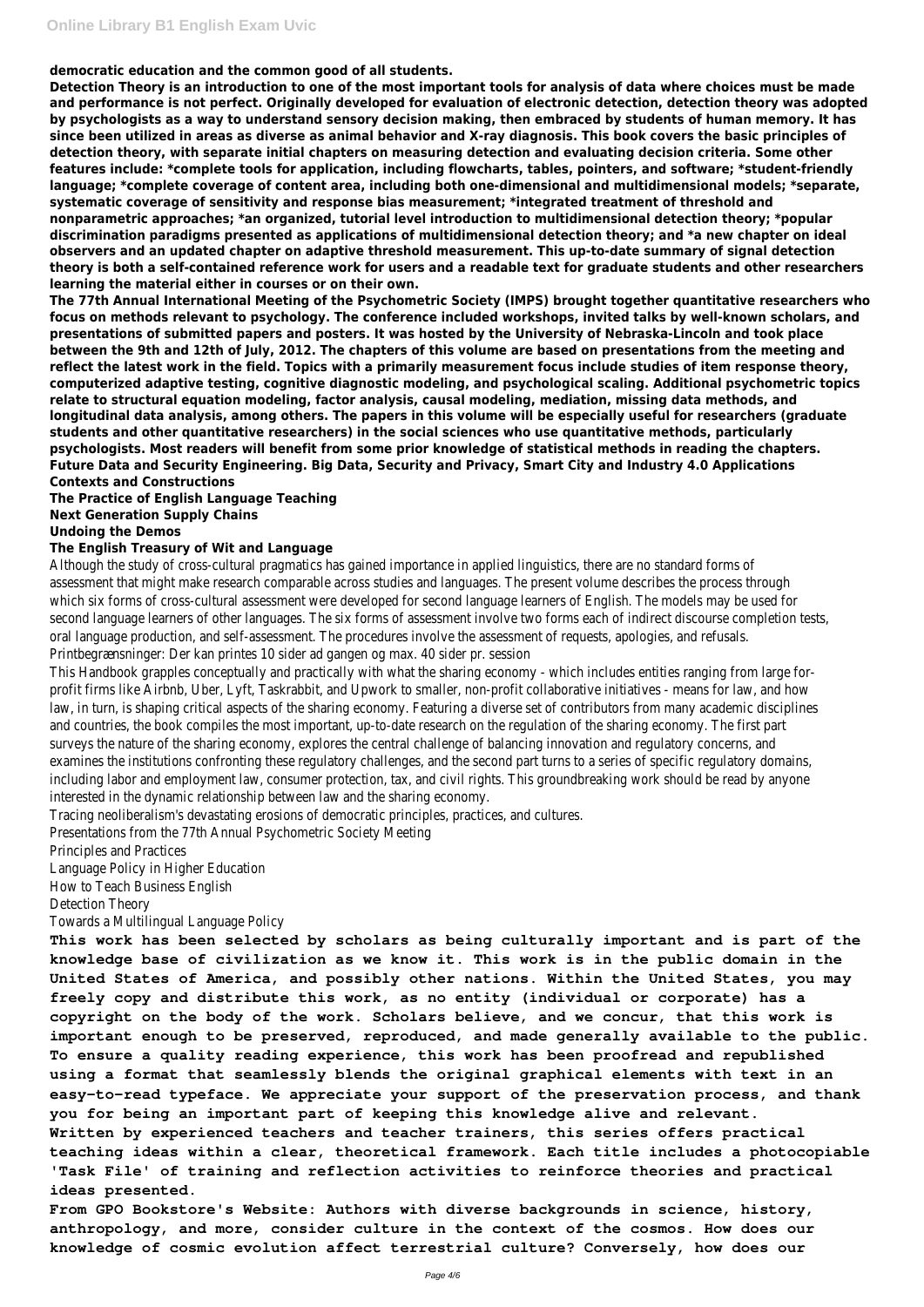**democratic education and the common good of all students.**

**Detection Theory is an introduction to one of the most important tools for analysis of data where choices must be made and performance is not perfect. Originally developed for evaluation of electronic detection, detection theory was adopted by psychologists as a way to understand sensory decision making, then embraced by students of human memory. It has since been utilized in areas as diverse as animal behavior and X-ray diagnosis. This book covers the basic principles of detection theory, with separate initial chapters on measuring detection and evaluating decision criteria. Some other features include: *complete tools for application, including flowcharts, tables, pointers, and software; *student-friendly language; *complete coverage of content area, including both one-dimensional and multidimensional models; *separate, systematic coverage of sensitivity and response bias measurement; *integrated treatment of threshold and nonparametric approaches; *an organized, tutorial level introduction to multidimensional detection theory; *popular discrimination paradigms presented as applications of multidimensional detection theory; and *a new chapter on ideal observers and an updated chapter on adaptive threshold measurement. This up-to-date summary of signal detection theory is both a self-contained reference work for users and a readable text for graduate students and other researchers learning the material either in courses or on their own.**

**The 77th Annual International Meeting of the Psychometric Society (IMPS) brought together quantitative researchers who focus on methods relevant to psychology. The conference included workshops, invited talks by well-known scholars, and presentations of submitted papers and posters. It was hosted by the University of Nebraska-Lincoln and took place between the 9th and 12th of July, 2012. The chapters of this volume are based on presentations from the meeting and reflect the latest work in the field. Topics with a primarily measurement focus include studies of item response theory, computerized adaptive testing, cognitive diagnostic modeling, and psychological scaling. Additional psychometric topics relate to structural equation modeling, factor analysis, causal modeling, mediation, missing data methods, and longitudinal data analysis, among others. The papers in this volume will be especially useful for researchers (graduate students and other quantitative researchers) in the social sciences who use quantitative methods, particularly psychologists. Most readers will benefit from some prior knowledge of statistical methods in reading the chapters.**

**Future Data and Security Engineering. Big Data, Security and Privacy, Smart City and Industry 4.0 Applications**

**Contexts and Constructions**

**The Practice of English Language Teaching**

**Next Generation Supply Chains**

**Undoing the Demos**

**The English Treasury of Wit and Language**

Although the study of cross-cultural pragmatics has gained importance in applied linguistics, there are no standard forms of assessment that might make research comparable across studies and languages. The present volume describes the process through which six forms of cross-cultural assessment were developed for second language learners of English. The models may be used for second language learners of other languages. The six forms of assessment involve two forms each of indirect discourse completion tests, oral language production, and self-assessment. The procedures involve the assessment of requests, apologies, and refusals.

Printbegrænsninger: Der kan printes 10 sider ad gangen og max. 40 sider pr. session

This Handbook grapples conceptually and practically with what the sharing economy - which includes entities ranging from large for-profit firms like Airbnb, Uber, Lyft, Taskrabbit, and Upwork to smaller, non-profit collaborative initiatives - means for law, and how law, in turn, is shaping critical aspects of the sharing economy. Featuring a diverse set of contributors from many academic disciplines and countries, the book compiles the most important, up-to-date research on the regulation of the sharing economy. The first part surveys the nature of the sharing economy, explores the central challenge of balancing innovation and regulatory concerns, and examines the institutions confronting these regulatory challenges, and the second part turns to a series of specific regulatory domains, including labor and employment law, consumer protection, tax, and civil rights. This groundbreaking work should be read by anyone interested in the dynamic relationship between law and the sharing economy.

Tracing neoliberalism's devastating erosions of democratic principles, practices, and cultures.

Presentations from the 77th Annual Psychometric Society Meeting

Principles and Practices

Language Policy in Higher Education

How to Teach Business English

Detection Theory

Towards a Multilingual Language Policy

**This work has been selected by scholars as being culturally important and is part of the knowledge base of civilization as we know it. This work is in the public domain in the United States of America, and possibly other nations. Within the United States, you may freely copy and distribute this work, as no entity (individual or corporate) has a copyright on the body of the work. Scholars believe, and we concur, that this work is important enough to be preserved, reproduced, and made generally available to the public. To ensure a quality reading experience, this work has been proofread and republished using a format that seamlessly blends the original graphical elements with text in an easy-to-read typeface. We appreciate your support of the preservation process, and thank you for being an important part of keeping this knowledge alive and relevant.**

**Written by experienced teachers and teacher trainers, this series offers practical teaching ideas within a clear, theoretical framework. Each title includes a photocopiable 'Task File' of training and reflection activities to reinforce theories and practical ideas presented.**

**From GPO Bookstore's Website: Authors with diverse backgrounds in science, history, anthropology, and more, consider culture in the context of the cosmos. How does our knowledge of cosmic evolution affect terrestrial culture? Conversely, how does our**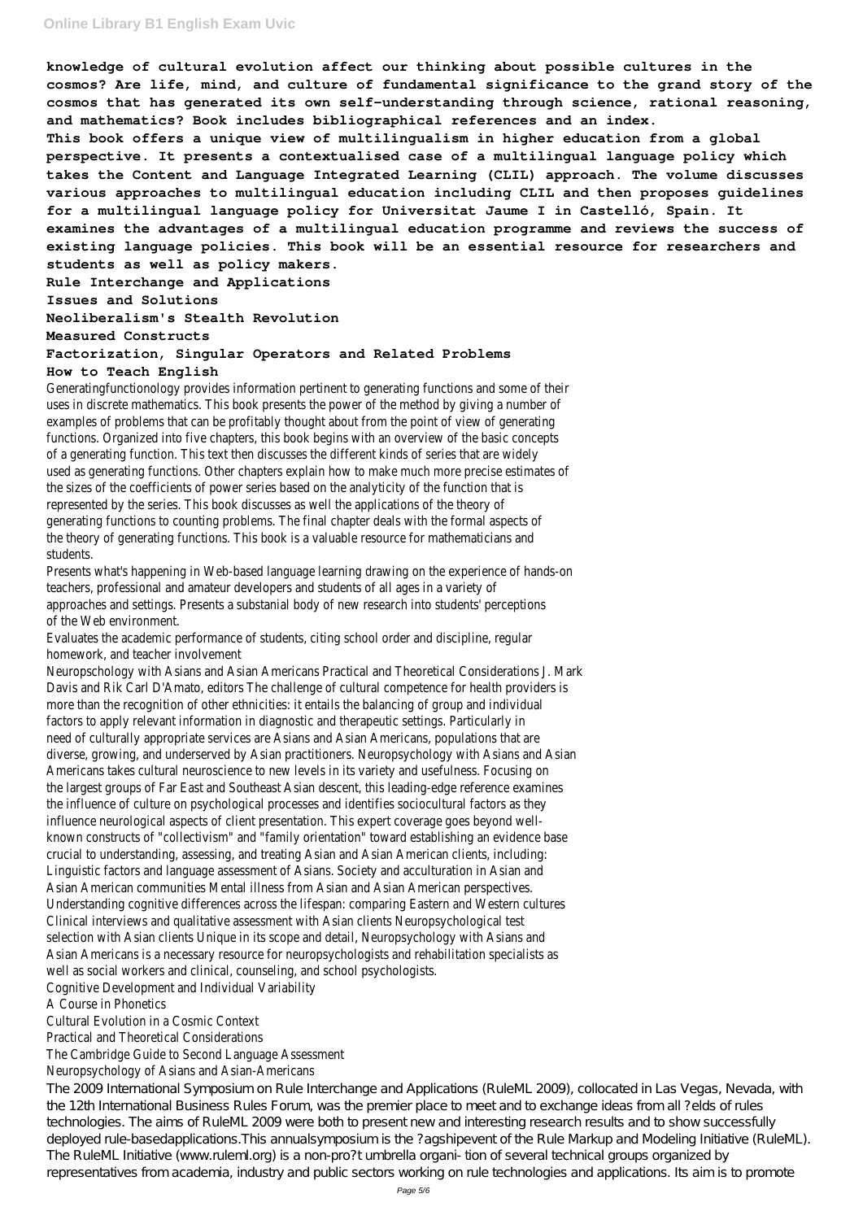**knowledge of cultural evolution affect our thinking about possible cultures in the cosmos? Are life, mind, and culture of fundamental significance to the grand story of the cosmos that has generated its own self-understanding through science, rational reasoning, and mathematics? Book includes bibliographical references and an index.**

**This book offers a unique view of multilingualism in higher education from a global perspective. It presents a contextualised case of a multilingual language policy which takes the Content and Language Integrated Learning (CLIL) approach. The volume discusses various approaches to multilingual education including CLIL and then proposes guidelines for a multilingual language policy for Universitat Jaume I in Castelló, Spain. It examines the advantages of a multilingual education programme and reviews the success of existing language policies. This book will be an essential resource for researchers and students as well as policy makers.**

**Rule Interchange and Applications**

**Issues and Solutions**

**Neoliberalism's Stealth Revolution**

**Measured Constructs**

**Factorization, Singular Operators and Related Problems**

**How to Teach English**

Generatingfunctionology provides information pertinent to generating functions and some of their uses in discrete mathematics. This book presents the power of the method by giving a number of examples of problems that can be profitably thought about from the point of view of generating functions. Organized into five chapters, this book begins with an overview of the basic concepts of a generating function. This text then discusses the different kinds of series that are widely used as generating functions. Other chapters explain how to make much more precise estimates of the sizes of the coefficients of power series based on the analyticity of the function that is represented by the series. This book discusses as well the applications of the theory of generating functions to counting problems. The final chapter deals with the formal aspects of the theory of generating functions. This book is a valuable resource for mathematicians and students.

Presents what's happening in Web-based language learning drawing on the experience of hands-on teachers, professional and amateur developers and students of all ages in a variety of approaches and settings. Presents a substanial body of new research into students' perceptions of the Web environment.

Evaluates the academic performance of students, citing school order and discipline, regular homework, and teacher involvement

Neuropschology with Asians and Asian Americans Practical and Theoretical Considerations J. Mark Davis and Rik Carl D'Amato, editors The challenge of cultural competence for health providers is more than the recognition of other ethnicities: it entails the balancing of group and individual factors to apply relevant information in diagnostic and therapeutic settings. Particularly in need of culturally appropriate services are Asians and Asian Americans, populations that are diverse, growing, and underserved by Asian practitioners. Neuropsychology with Asians and Asian Americans takes cultural neuroscience to new levels in its variety and usefulness. Focusing on the largest groups of Far East and Southeast Asian descent, this leading-edge reference examines the influence of culture on psychological processes and identifies sociocultural factors as they influence neurological aspects of client presentation. This expert coverage goes beyond well-known constructs of "collectivism" and "family orientation" toward establishing an evidence base crucial to understanding, assessing, and treating Asian and Asian American clients, including: Linguistic factors and language assessment of Asians. Society and acculturation in Asian and Asian American communities Mental illness from Asian and Asian American perspectives. Understanding cognitive differences across the lifespan: comparing Eastern and Western cultures Clinical interviews and qualitative assessment with Asian clients Neuropsychological test selection with Asian clients Unique in its scope and detail, Neuropsychology with Asians and Asian Americans is a necessary resource for neuropsychologists and rehabilitation specialists as well as social workers and clinical, counseling, and school psychologists.

Cognitive Development and Individual Variability

A Course in Phonetics

Cultural Evolution in a Cosmic Context

Practical and Theoretical Considerations

The Cambridge Guide to Second Language Assessment

Neuropsychology of Asians and Asian-Americans

The 2009 International Symposium on Rule Interchange and Applications (RuleML 2009), collocated in Las Vegas, Nevada, with the 12th International Business Rules Forum, was the premier place to meet and to exchange ideas from all ?elds of rules technologies. The aims of RuleML 2009 were both to present new and interesting research results and to show successfully deployed rule-basedapplications.This annualsymposium is the ?agshipevent of the Rule Markup and Modeling Initiative (RuleML). The RuleML Initiative (www.ruleml.org) is a non-pro?t umbrella organi- tion of several technical groups organized by representatives from academia, industry and public sectors working on rule technologies and applications. Its aim is to promote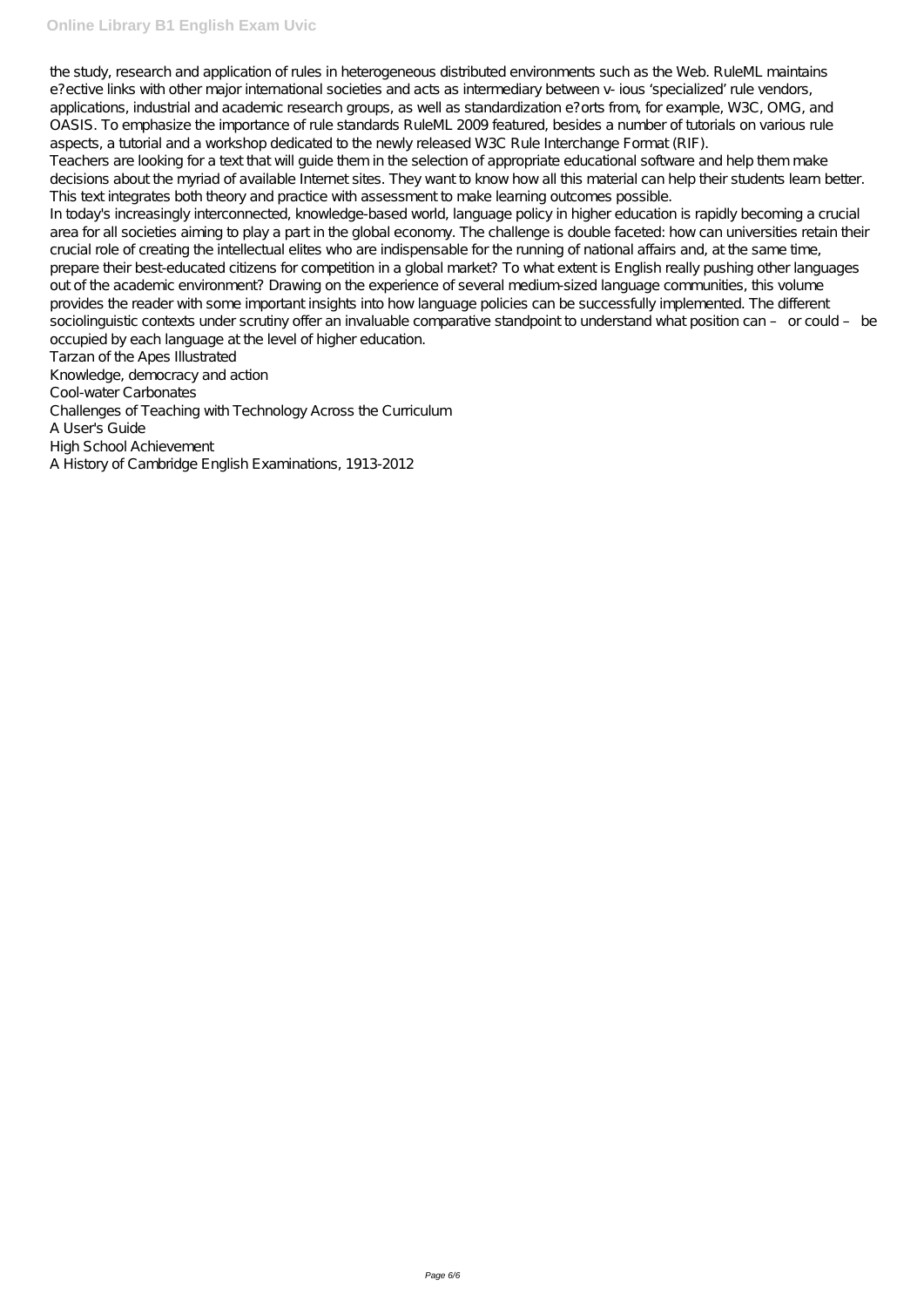the study, research and application of rules in heterogeneous distributed environments such as the Web. RuleML maintains e?ective links with other major international societies and acts as intermediary between v- ious 'specialized' rule vendors, applications, industrial and academic research groups, as well as standardization e?orts from, for example, W3C, OMG, and OASIS. To emphasize the importance of rule standards RuleML 2009 featured, besides a number of tutorials on various rule aspects, a tutorial and a workshop dedicated to the newly released W3C Rule Interchange Format (RIF).

Teachers are looking for a text that will guide them in the selection of appropriate educational software and help them make decisions about the myriad of available Internet sites. They want to know how all this material can help their students learn better. This text integrates both theory and practice with assessment to make learning outcomes possible.

In today's increasingly interconnected, knowledge-based world, language policy in higher education is rapidly becoming a crucial area for all societies aiming to play a part in the global economy. The challenge is double faceted: how can universities retain their crucial role of creating the intellectual elites who are indispensable for the running of national affairs and, at the same time, prepare their best-educated citizens for competition in a global market? To what extent is English really pushing other languages out of the academic environment? Drawing on the experience of several medium-sized language communities, this volume provides the reader with some important insights into how language policies can be successfully implemented. The different sociolinguistic contexts under scrutiny offer an invaluable comparative standpoint to understand what position can – or could – be occupied by each language at the level of higher education.

Tarzan of the Apes Illustrated

Knowledge, democracy and action

Cool-water Carbonates

Challenges of Teaching with Technology Across the Curriculum

A User's Guide

High School Achievement

A History of Cambridge English Examinations, 1913-2012